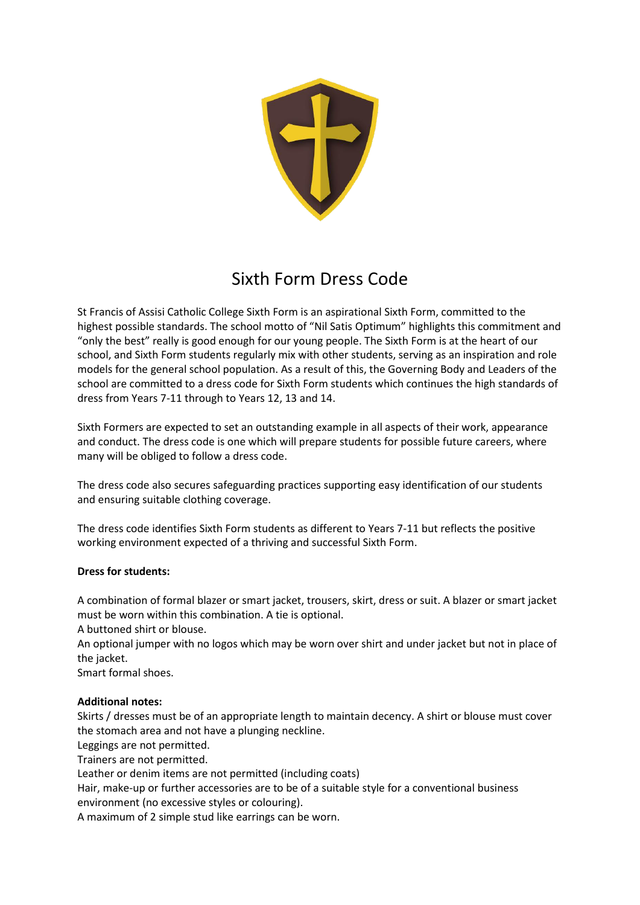# Sixth Form Dress Code

St Francis of Assisi Catholic College Sixth Form is an aspirational Sixth Form, committed to the highest possible standards. The school motto of "Nil Satis Optimum" highlights this commitment and "only the best" really is good enough for our young people. The Sixth Form is at the heart of our school, and Sixth Form students regularly mix with other students, serving as an inspiration and role models for the general school population. As a result of this, the Governing Body and Leaders of the school are committed to a dress code for Sixth Form students which continues the high standards of dress from Years 7-11 through to Years 12, 13 and 14.

Sixth Formers are expected to set an outstanding example in all aspects of their work, appearance and conduct. The dress code is one which will prepare students for possible future careers, where many will be obliged to follow a dress code.

The dress code also secures safeguarding practices supporting easy identification of our students and ensuring suitable clothing coverage.

The dress code identifies Sixth Form students as different to Years 7-11 but reflects the positive working environment expected of a thriving and successful Sixth Form.

**Dress for students:**

A combination of formal blazer or smart jacket, trousers, skirt, dress or suit. A blazer or smart jacket must be worn within this combination. A tie is optional.
A buttoned shirt or blouse.
An optional jumper with no logos which may be worn over shirt and under jacket but not in place of the jacket.
Smart formal shoes.

**Additional notes:**
Skirts / dresses must be of an appropriate length to maintain decency. A shirt or blouse must cover the stomach area and not have a plunging neckline.
Leggings are not permitted.
Trainers are not permitted.
Leather or denim items are not permitted (including coats)
Hair, make-up or further accessories are to be of a suitable style for a conventional business environment (no excessive styles or colouring).
A maximum of 2 simple stud like earrings can be worn.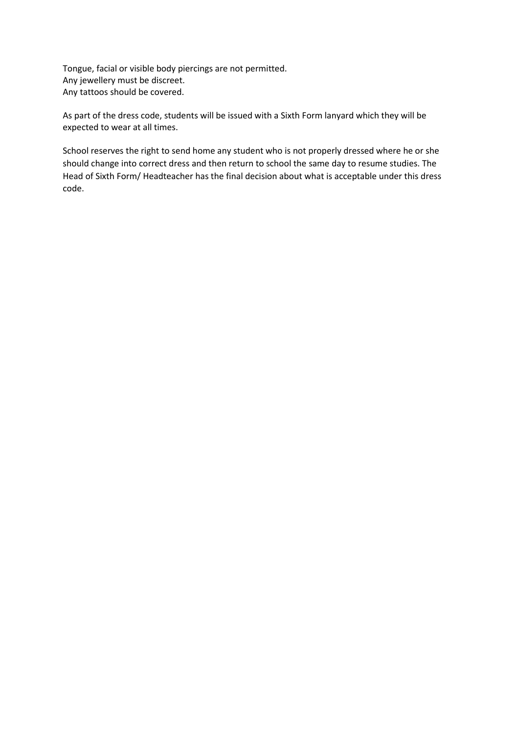Tongue, facial or visible body piercings are not permitted.
Any jewellery must be discreet.
Any tattoos should be covered.

As part of the dress code, students will be issued with a Sixth Form lanyard which they will be expected to wear at all times.

School reserves the right to send home any student who is not properly dressed where he or she should change into correct dress and then return to school the same day to resume studies. The Head of Sixth Form/ Headteacher has the final decision about what is acceptable under this dress code.